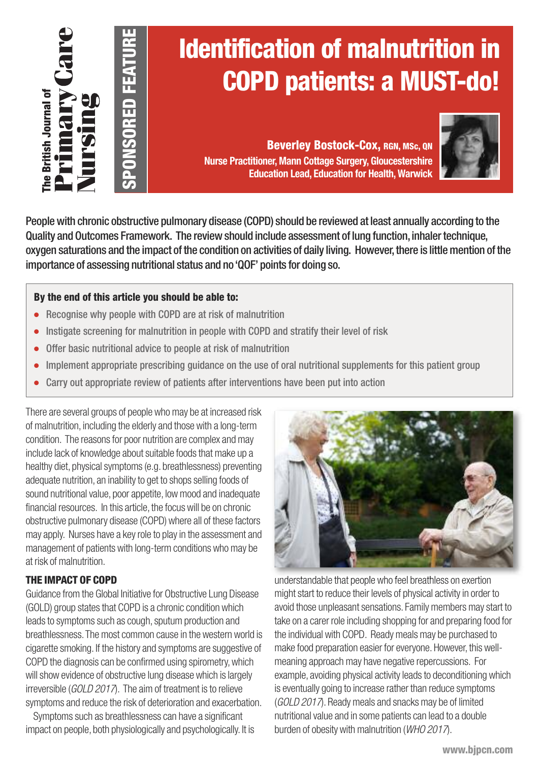The British Journal of Primary Care Nursing

SPONSORED FEATURE

# Identification of malnutrition in COPD patients: a MUST-do!

**Beverley Bostock-Cox,** RGN, MSc, QN
Nurse Practitioner, Mann Cottage Surgery, Gloucestershire
Education Lead, Education for Health, Warwick

People with chronic obstructive pulmonary disease (COPD) should be reviewed at least annually according to the Quality and Outcomes Framework. The review should include assessment of lung function, inhaler technique, oxygen saturations and the impact of the condition on activities of daily living. However, there is little mention of the importance of assessing nutritional status and no 'QOF' points for doing so.

**By the end of this article you should be able to:**

- Recognise why people with COPD are at risk of malnutrition
- Instigate screening for malnutrition in people with COPD and stratify their level of risk
- Offer basic nutritional advice to people at risk of malnutrition
- Implement appropriate prescribing guidance on the use of oral nutritional supplements for this patient group
- Carry out appropriate review of patients after interventions have been put into action

There are several groups of people who may be at increased risk of malnutrition, including the elderly and those with a long-term condition. The reasons for poor nutrition are complex and may include lack of knowledge about suitable foods that make up a healthy diet, physical symptoms (e.g. breathlessness) preventing adequate nutrition, an inability to get to shops selling foods of sound nutritional value, poor appetite, low mood and inadequate financial resources. In this article, the focus will be on chronic obstructive pulmonary disease (COPD) where all of these factors may apply. Nurses have a key role to play in the assessment and management of patients with long-term conditions who may be at risk of malnutrition.

## THE IMPACT OF COPD

Guidance from the Global Initiative for Obstructive Lung Disease (GOLD) group states that COPD is a chronic condition which leads to symptoms such as cough, sputum production and breathlessness. The most common cause in the western world is cigarette smoking. If the history and symptoms are suggestive of COPD the diagnosis can be confirmed using spirometry, which will show evidence of obstructive lung disease which is largely irreversible (*GOLD 2017*). The aim of treatment is to relieve symptoms and reduce the risk of deterioration and exacerbation.

Symptoms such as breathlessness can have a significant impact on people, both physiologically and psychologically. It is understandable that people who feel breathless on exertion might start to reduce their levels of physical activity in order to avoid those unpleasant sensations. Family members may start to take on a carer role including shopping for and preparing food for the individual with COPD. Ready meals may be purchased to make food preparation easier for everyone. However, this well-meaning approach may have negative repercussions. For example, avoiding physical activity leads to deconditioning which is eventually going to increase rather than reduce symptoms (*GOLD 2017*). Ready meals and snacks may be of limited nutritional value and in some patients can lead to a double burden of obesity with malnutrition (*WHO 2017*).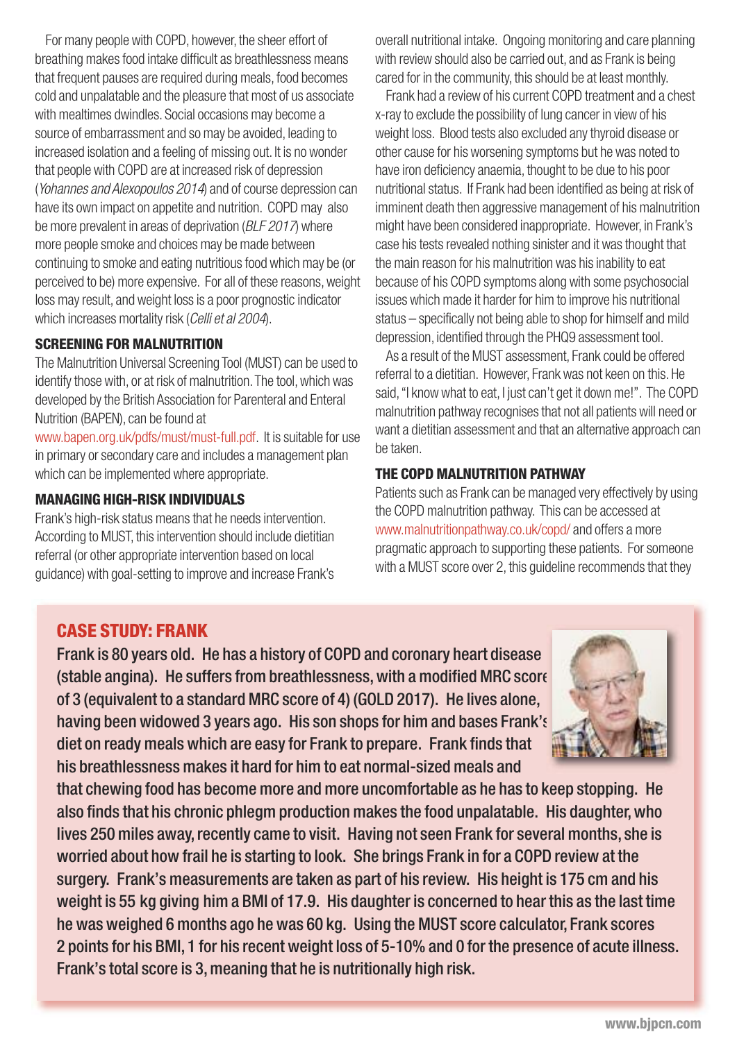For many people with COPD, however, the sheer effort of breathing makes food intake difficult as breathlessness means that frequent pauses are required during meals, food becomes cold and unpalatable and the pleasure that most of us associate with mealtimes dwindles. Social occasions may become a source of embarrassment and so may be avoided, leading to increased isolation and a feeling of missing out. It is no wonder that people with COPD are at increased risk of depression (*Yohannes and Alexopoulos 2014*) and of course depression can have its own impact on appetite and nutrition. COPD may also be more prevalent in areas of deprivation (*BLF 2017*) where more people smoke and choices may be made between continuing to smoke and eating nutritious food which may be (or perceived to be) more expensive. For all of these reasons, weight loss may result, and weight loss is a poor prognostic indicator which increases mortality risk (*Celli et al 2004*).

### SCREENING FOR MALNUTRITION

The Malnutrition Universal Screening Tool (MUST) can be used to identify those with, or at risk of malnutrition. The tool, which was developed by the British Association for Parenteral and Enteral Nutrition (BAPEN), can be found at www.bapen.org.uk/pdfs/must/must-full.pdf. It is suitable for use in primary or secondary care and includes a management plan which can be implemented where appropriate.

### MANAGING HIGH-RISK INDIVIDUALS

Frank's high-risk status means that he needs intervention. According to MUST, this intervention should include dietitian referral (or other appropriate intervention based on local guidance) with goal-setting to improve and increase Frank's overall nutritional intake. Ongoing monitoring and care planning with review should also be carried out, and as Frank is being cared for in the community, this should be at least monthly.

Frank had a review of his current COPD treatment and a chest x-ray to exclude the possibility of lung cancer in view of his weight loss. Blood tests also excluded any thyroid disease or other cause for his worsening symptoms but he was noted to have iron deficiency anaemia, thought to be due to his poor nutritional status. If Frank had been identified as being at risk of imminent death then aggressive management of his malnutrition might have been considered inappropriate. However, in Frank's case his tests revealed nothing sinister and it was thought that the main reason for his malnutrition was his inability to eat because of his COPD symptoms along with some psychosocial issues which made it harder for him to improve his nutritional status – specifically not being able to shop for himself and mild depression, identified through the PHQ9 assessment tool.

As a result of the MUST assessment, Frank could be offered referral to a dietitian. However, Frank was not keen on this. He said, "I know what to eat, I just can't get it down me!". The COPD malnutrition pathway recognises that not all patients will need or want a dietitian assessment and that an alternative approach can be taken.

### THE COPD MALNUTRITION PATHWAY

Patients such as Frank can be managed very effectively by using the COPD malnutrition pathway. This can be accessed at www.malnutritionpathway.co.uk/copd/ and offers a more pragmatic approach to supporting these patients. For someone with a MUST score over 2, this guideline recommends that they

### CASE STUDY: FRANK

**Frank is 80 years old. He has a history of COPD and coronary heart disease (stable angina). He suffers from breathlessness, with a modified MRC score of 3 (equivalent to a standard MRC score of 4) (GOLD 2017). He lives alone, having been widowed 3 years ago. His son shops for him and bases Frank's diet on ready meals which are easy for Frank to prepare. Frank finds that his breathlessness makes it hard for him to eat normal-sized meals and that chewing food has become more and more uncomfortable as he has to keep stopping. He also finds that his chronic phlegm production makes the food unpalatable. His daughter, who lives 250 miles away, recently came to visit. Having not seen Frank for several months, she is worried about how frail he is starting to look. She brings Frank in for a COPD review at the surgery. Frank's measurements are taken as part of his review. His height is 175 cm and his weight is 55 kg giving him a BMI of 17.9. His daughter is concerned to hear this as the last time he was weighed 6 months ago he was 60 kg. Using the MUST score calculator, Frank scores 2 points for his BMI, 1 for his recent weight loss of 5-10% and 0 for the presence of acute illness. Frank's total score is 3, meaning that he is nutritionally high risk.**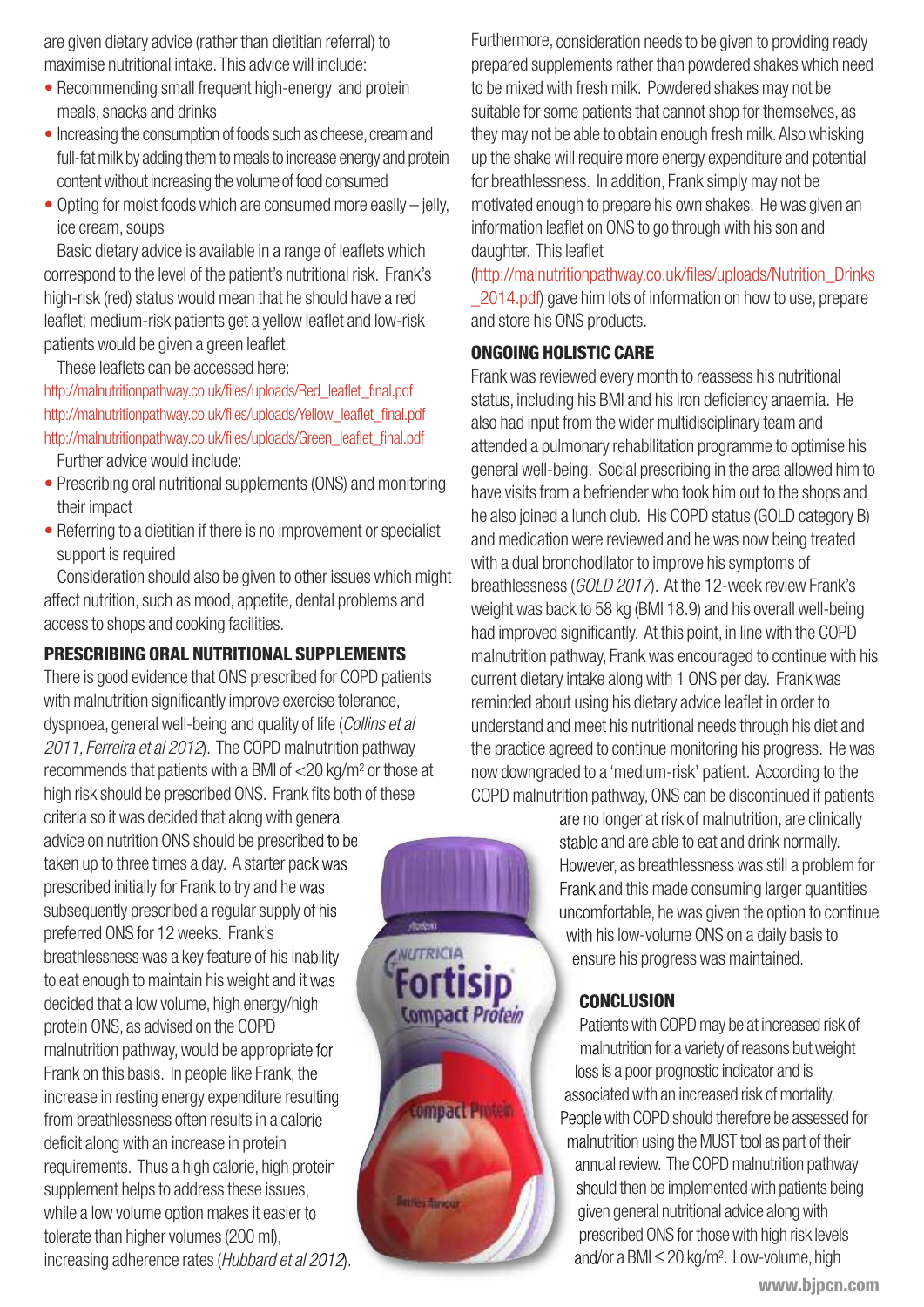are given dietary advice (rather than dietitian referral) to maximise nutritional intake. This advice will include:

- Recommending small frequent high-energy and protein meals, snacks and drinks
- Increasing the consumption of foods such as cheese, cream and full-fat milk by adding them to meals to increase energy and protein content without increasing the volume of food consumed
- Opting for moist foods which are consumed more easily – jelly, ice cream, soups

Basic dietary advice is available in a range of leaflets which correspond to the level of the patient's nutritional risk. Frank's high-risk (red) status would mean that he should have a red leaflet; medium-risk patients get a yellow leaflet and low-risk patients would be given a green leaflet.

These leaflets can be accessed here:

http://malnutritionpathway.co.uk/files/uploads/Red_leaflet_final.pdf
http://malnutritionpathway.co.uk/files/uploads/Yellow_leaflet_final.pdf
http://malnutritionpathway.co.uk/files/uploads/Green_leaflet_final.pdf

Further advice would include:

- Prescribing oral nutritional supplements (ONS) and monitoring their impact
- Referring to a dietitian if there is no improvement or specialist support is required

Consideration should also be given to other issues which might affect nutrition, such as mood, appetite, dental problems and access to shops and cooking facilities.

## PRESCRIBING ORAL NUTRITIONAL SUPPLEMENTS

There is good evidence that ONS prescribed for COPD patients with malnutrition significantly improve exercise tolerance, dyspnoea, general well-being and quality of life (*Collins et al 2011, Ferreira et al 2012*). The COPD malnutrition pathway recommends that patients with a BMI of <20 kg/m² or those at high risk should be prescribed ONS. Frank fits both of these criteria so it was decided that along with general advice on nutrition ONS should be prescribed to be taken up to three times a day. A starter pack was prescribed initially for Frank to try and he was subsequently prescribed a regular supply of his preferred ONS for 12 weeks. Frank's breathlessness was a key feature of his inability to eat enough to maintain his weight and it was decided that a low volume, high energy/high protein ONS, as advised on the COPD malnutrition pathway, would be appropriate for Frank on this basis. In people like Frank, the increase in resting energy expenditure resulting from breathlessness often results in a calorie deficit along with an increase in protein requirements. Thus a high calorie, high protein supplement helps to address these issues, while a low volume option makes it easier to tolerate than higher volumes (200 ml), increasing adherence rates (*Hubbard et al 2012*).

Furthermore, consideration needs to be given to providing ready prepared supplements rather than powdered shakes which need to be mixed with fresh milk. Powdered shakes may not be suitable for some patients that cannot shop for themselves, as they may not be able to obtain enough fresh milk. Also whisking up the shake will require more energy expenditure and potential for breathlessness. In addition, Frank simply may not be motivated enough to prepare his own shakes. He was given an information leaflet on ONS to go through with his son and daughter. This leaflet (http://malnutritionpathway.co.uk/files/uploads/Nutrition_Drinks_2014.pdf) gave him lots of information on how to use, prepare and store his ONS products.

## ONGOING HOLISTIC CARE

Frank was reviewed every month to reassess his nutritional status, including his BMI and his iron deficiency anaemia. He also had input from the wider multidisciplinary team and attended a pulmonary rehabilitation programme to optimise his general well-being. Social prescribing in the area allowed him to have visits from a befriender who took him out to the shops and he also joined a lunch club. His COPD status (GOLD category B) and medication were reviewed and he was now being treated with a dual bronchodilator to improve his symptoms of breathlessness (*GOLD 2017*). At the 12-week review Frank's weight was back to 58 kg (BMI 18.9) and his overall well-being had improved significantly. At this point, in line with the COPD malnutrition pathway, Frank was encouraged to continue with his current dietary intake along with 1 ONS per day. Frank was reminded about using his dietary advice leaflet in order to understand and meet his nutritional needs through his diet and the practice agreed to continue monitoring his progress. He was now downgraded to a 'medium-risk' patient. According to the COPD malnutrition pathway, ONS can be discontinued if patients are no longer at risk of malnutrition, are clinically stable and are able to eat and drink normally. However, as breathlessness was still a problem for Frank and this made consuming larger quantities uncomfortable, he was given the option to continue with his low-volume ONS on a daily basis to ensure his progress was maintained.

## CONCLUSION

Patients with COPD may be at increased risk of malnutrition for a variety of reasons but weight loss is a poor prognostic indicator and is associated with an increased risk of mortality. People with COPD should therefore be assessed for malnutrition using the MUST tool as part of their annual review. The COPD malnutrition pathway should then be implemented with patients being given general nutritional advice along with prescribed ONS for those with high risk levels and/or a BMI ≤ 20 kg/m². Low-volume, high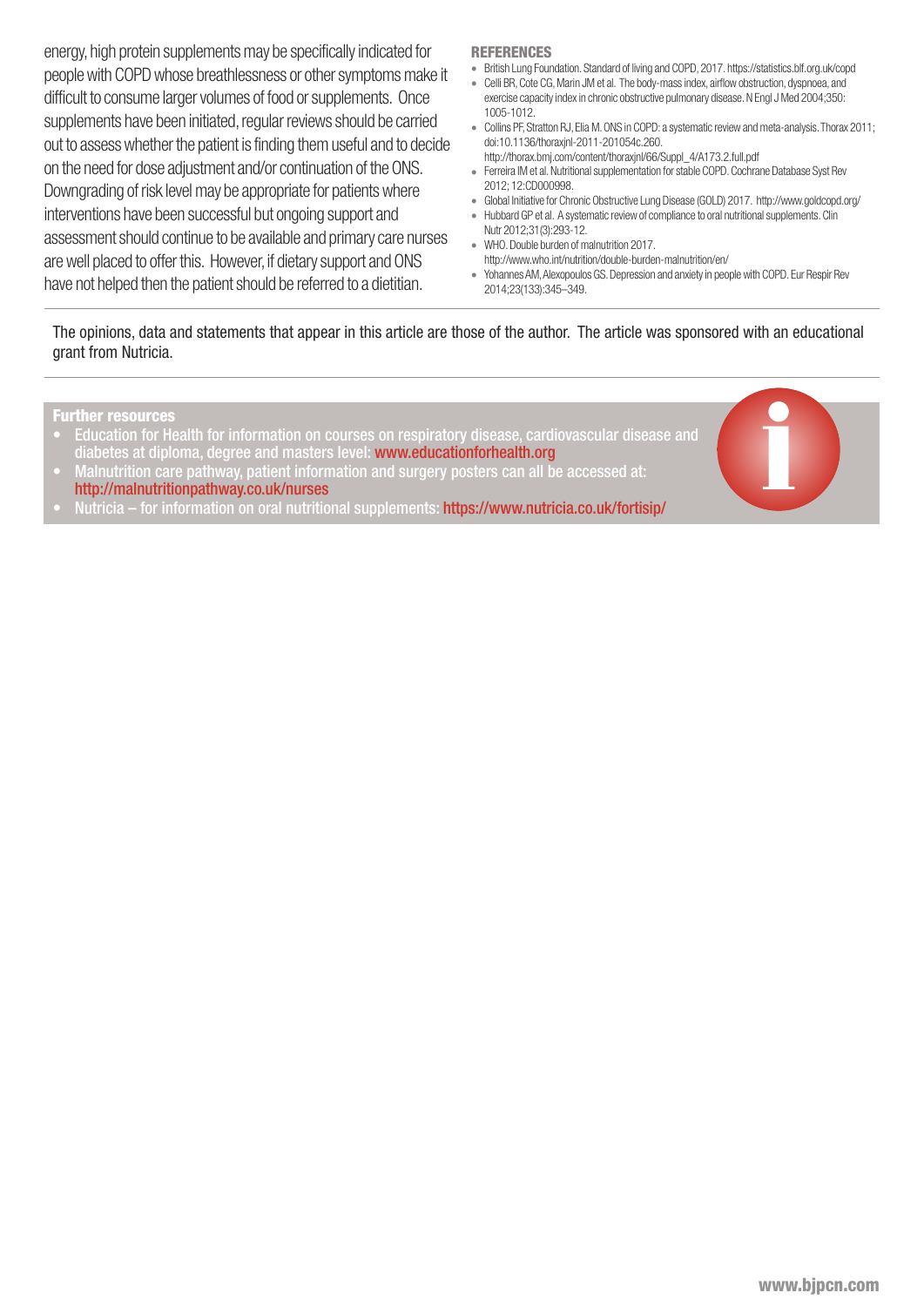energy, high protein supplements may be specifically indicated for people with COPD whose breathlessness or other symptoms make it difficult to consume larger volumes of food or supplements. Once supplements have been initiated, regular reviews should be carried out to assess whether the patient is finding them useful and to decide on the need for dose adjustment and/or continuation of the ONS. Downgrading of risk level may be appropriate for patients where interventions have been successful but ongoing support and assessment should continue to be available and primary care nurses are well placed to offer this. However, if dietary support and ONS have not helped then the patient should be referred to a dietitian.

## REFERENCES

- British Lung Foundation. Standard of living and COPD, 2017. https://statistics.blf.org.uk/copd
- Celli BR, Cote CG, Marin JM et al. The body-mass index, airflow obstruction, dyspnoea, and exercise capacity index in chronic obstructive pulmonary disease. N Engl J Med 2004;350: 1005-1012.
- Collins PF, Stratton RJ, Elia M. ONS in COPD: a systematic review and meta-analysis. Thorax 2011; doi:10.1136/thoraxjnl-2011-201054c.260. http://thorax.bmj.com/content/thoraxjnl/66/Suppl_4/A173.2.full.pdf
- Ferreira IM et al. Nutritional supplementation for stable COPD. Cochrane Database Syst Rev 2012; 12:CD000998.
- Global Initiative for Chronic Obstructive Lung Disease (GOLD) 2017. http://www.goldcopd.org/
- Hubbard GP et al. A systematic review of compliance to oral nutritional supplements. Clin Nutr 2012;31(3):293-12.
- WHO. Double burden of malnutrition 2017. http://www.who.int/nutrition/double-burden-malnutrition/en/
- Yohannes AM, Alexopoulos GS. Depression and anxiety in people with COPD. Eur Respir Rev 2014;23(133):345–349.

The opinions, data and statements that appear in this article are those of the author. The article was sponsored with an educational grant from Nutricia.

### Further resources

- Education for Health for information on courses on respiratory disease, cardiovascular disease and diabetes at diploma, degree and masters level: www.educationforhealth.org
- Malnutrition care pathway, patient information and surgery posters can all be accessed at: http://malnutritionpathway.co.uk/nurses
- Nutricia – for information on oral nutritional supplements: https://www.nutricia.co.uk/fortisip/